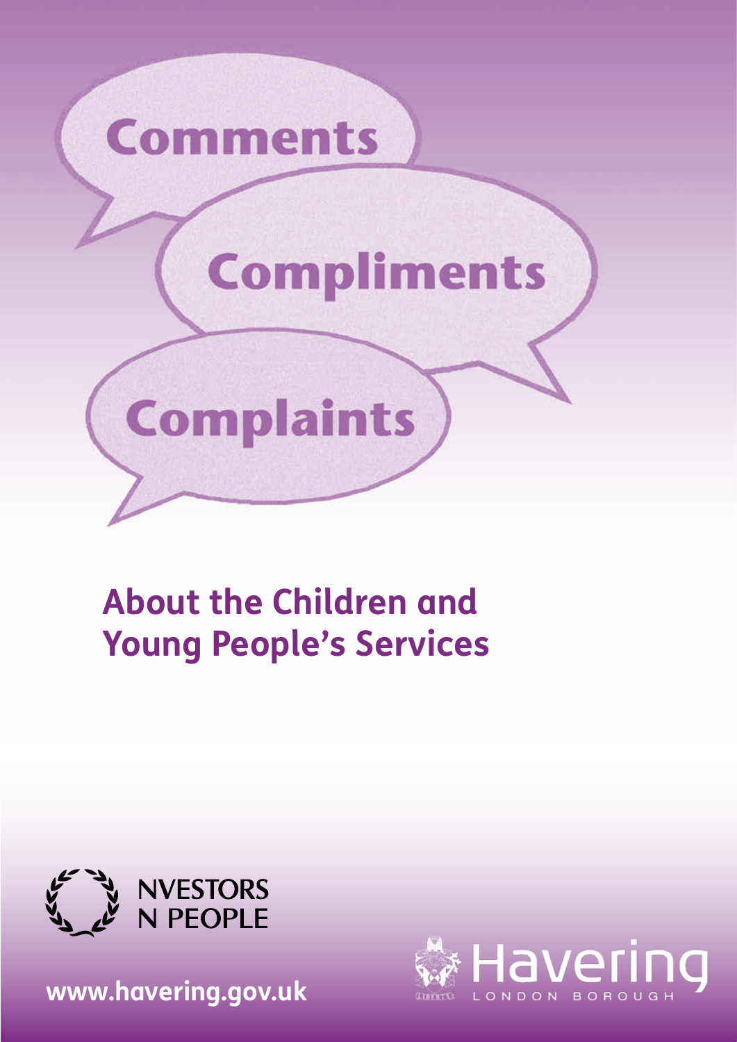Comments

Compliments

Complaints

# About the Children and Young People's Services

NVESTORS N PEOPLE

www.havering.gov.uk

Havering LONDON BOROUGH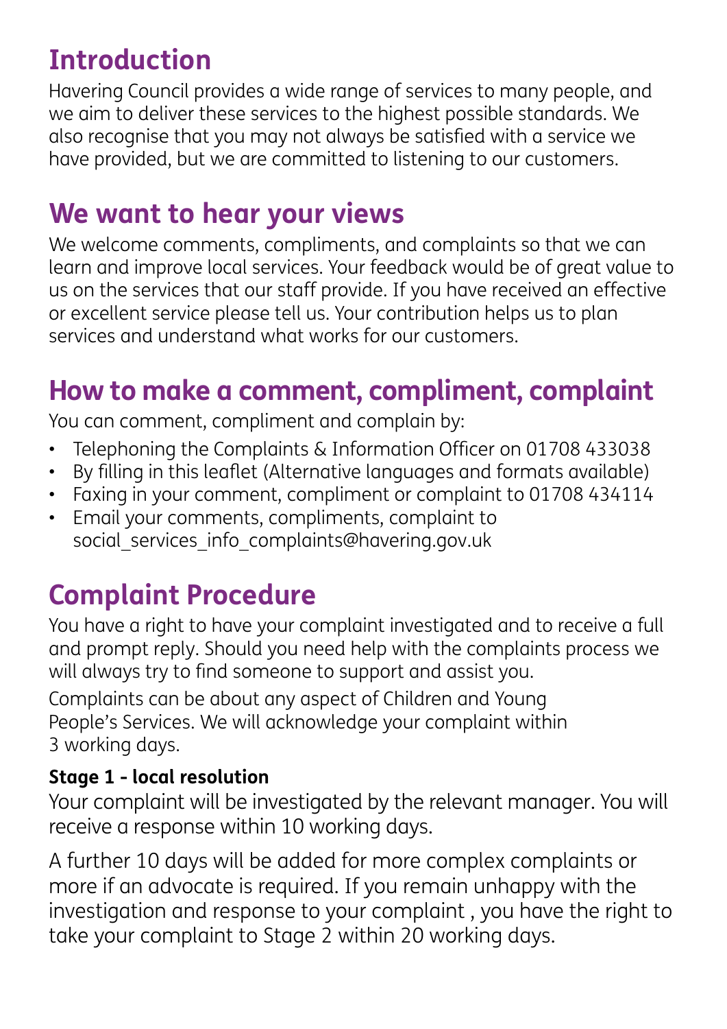## Introduction

Havering Council provides a wide range of services to many people, and we aim to deliver these services to the highest possible standards. We also recognise that you may not always be satisfied with a service we have provided, but we are committed to listening to our customers.

## We want to hear your views

We welcome comments, compliments, and complaints so that we can learn and improve local services. Your feedback would be of great value to us on the services that our staff provide. If you have received an effective or excellent service please tell us. Your contribution helps us to plan services and understand what works for our customers.

## How to make a comment, compliment, complaint

You can comment, compliment and complain by:

- Telephoning the Complaints & Information Officer on 01708 433038
- By filling in this leaflet (Alternative languages and formats available)
- Faxing in your comment, compliment or complaint to 01708 434114
- Email your comments, compliments, complaint to social_services_info_complaints@havering.gov.uk

## Complaint Procedure

You have a right to have your complaint investigated and to receive a full and prompt reply. Should you need help with the complaints process we will always try to find someone to support and assist you.

Complaints can be about any aspect of Children and Young People's Services. We will acknowledge your complaint within 3 working days.

**Stage 1 - local resolution**

Your complaint will be investigated by the relevant manager. You will receive a response within 10 working days.

A further 10 days will be added for more complex complaints or more if an advocate is required. If you remain unhappy with the investigation and response to your complaint , you have the right to take your complaint to Stage 2 within 20 working days.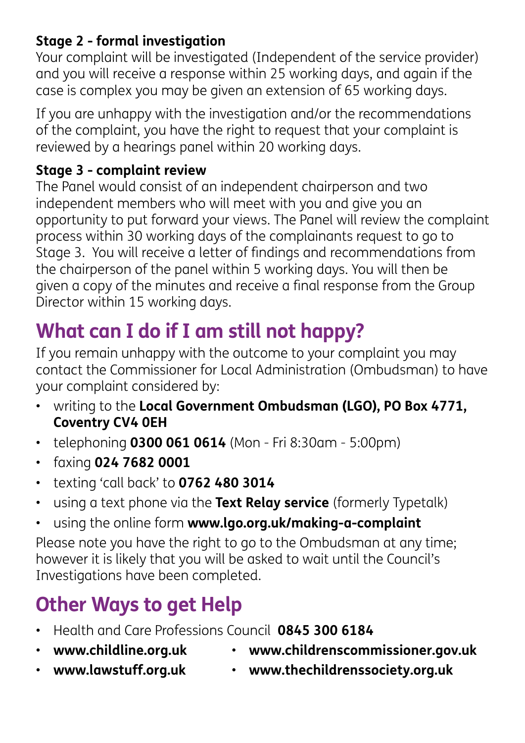**Stage 2 - formal investigation**

Your complaint will be investigated (Independent of the service provider) and you will receive a response within 25 working days, and again if the case is complex you may be given an extension of 65 working days.

If you are unhappy with the investigation and/or the recommendations of the complaint, you have the right to request that your complaint is reviewed by a hearings panel within 20 working days.

**Stage 3 - complaint review**

The Panel would consist of an independent chairperson and two independent members who will meet with you and give you an opportunity to put forward your views. The Panel will review the complaint process within 30 working days of the complainants request to go to Stage 3. You will receive a letter of findings and recommendations from the chairperson of the panel within 5 working days. You will then be given a copy of the minutes and receive a final response from the Group Director within 15 working days.

## What can I do if I am still not happy?

If you remain unhappy with the outcome to your complaint you may contact the Commissioner for Local Administration (Ombudsman) to have your complaint considered by:

- writing to the **Local Government Ombudsman (LGO), PO Box 4771, Coventry CV4 0EH**
- telephoning **0300 061 0614** (Mon - Fri 8:30am - 5:00pm)
- faxing **024 7682 0001**
- texting 'call back' to **0762 480 3014**
- using a text phone via the **Text Relay service** (formerly Typetalk)
- using the online form **www.lgo.org.uk/making-a-complaint**

Please note you have the right to go to the Ombudsman at any time; however it is likely that you will be asked to wait until the Council's Investigations have been completed.

## Other Ways to get Help

- Health and Care Professions Council **0845 300 6184**
- **www.childline.org.uk**
- **www.lawstuff.org.uk**
- **www.childrenscommissioner.gov.uk**
- **www.thechildrenssociety.org.uk**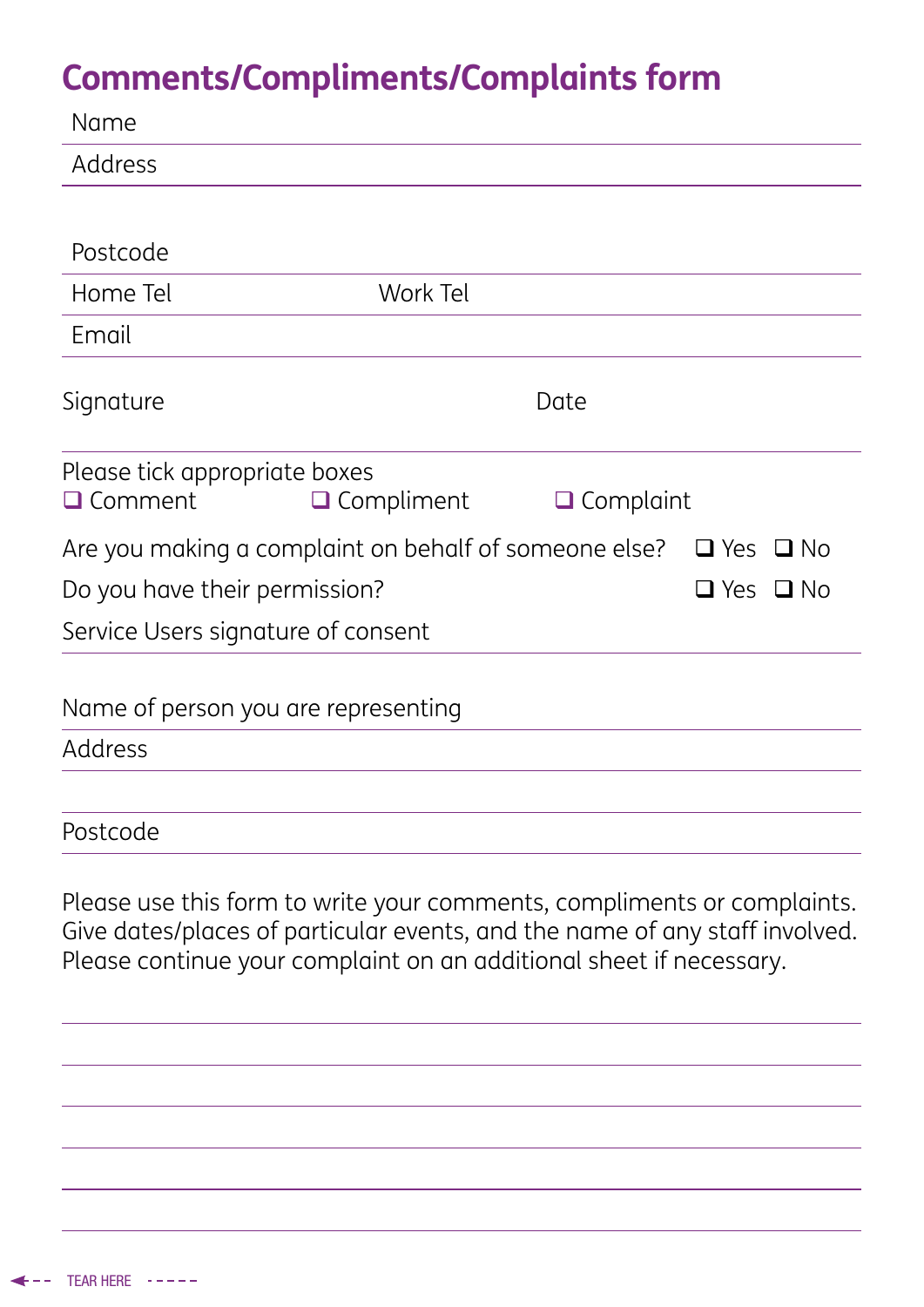## Comments/Compliments/Complaints form

Name

Address

Postcode

Home Tel Work Tel

Email

Signature Date

Please tick appropriate boxes

❑ Comment ❑ Compliment ❑ Complaint

Are you making a complaint on behalf of someone else? ❑ Yes ❑ No

Do you have their permission? ❑ Yes ❑ No

Service Users signature of consent

Name of person you are representing

Address

Postcode

Please use this form to write your comments, compliments or complaints. Give dates/places of particular events, and the name of any staff involved. Please continue your complaint on an additional sheet if necessary.

TEAR HERE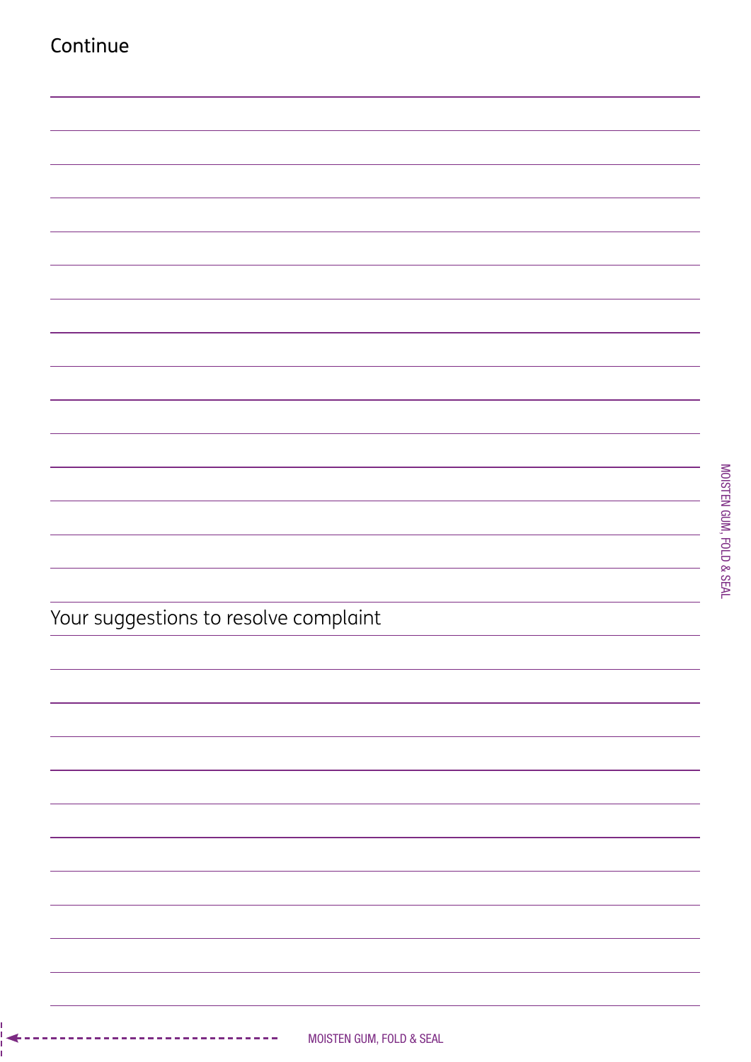Continue

Your suggestions to resolve complaint

MOISTEN GUM, FOLD & SEAL

MOISTEN GUM, FOLD & SEAL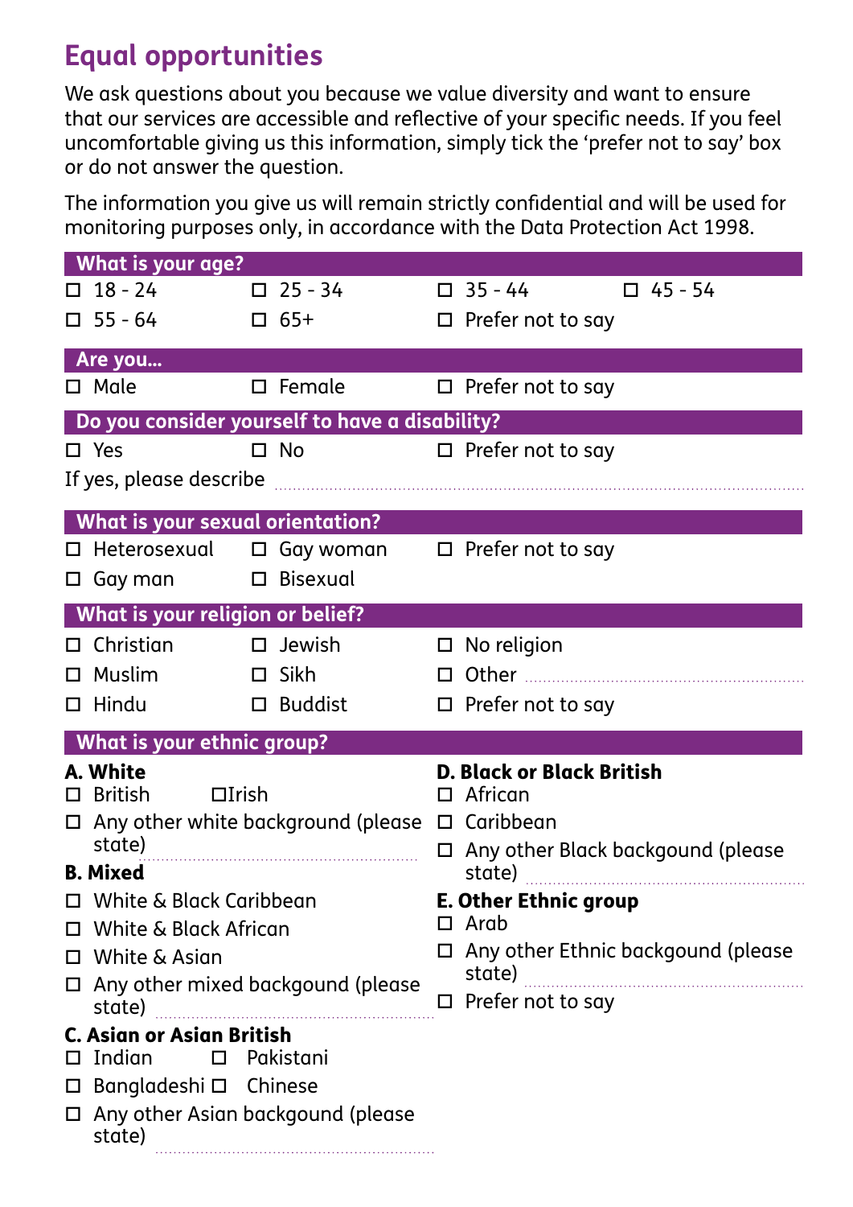## Equal opportunities

We ask questions about you because we value diversity and want to ensure that our services are accessible and reflective of your specific needs. If you feel uncomfortable giving us this information, simply tick the 'prefer not to say' box or do not answer the question.

The information you give us will remain strictly confidential and will be used for monitoring purposes only, in accordance with the Data Protection Act 1998.

### What is your age?

- ☐ 18 - 24
- ☐ 25 - 34
- ☐ 35 - 44
- ☐ 45 - 54
- ☐ 55 - 64
- ☐ 65+
- ☐ Prefer not to say

### Are you...

- ☐ Male
- ☐ Female
- ☐ Prefer not to say

### Do you consider yourself to have a disability?

- ☐ Yes
- ☐ No
- ☐ Prefer not to say

If yes, please describe ..................................................................................................

### What is your sexual orientation?

- ☐ Heterosexual
- ☐ Gay woman
- ☐ Prefer not to say
- ☐ Gay man
- ☐ Bisexual

### What is your religion or belief?

- ☐ Christian
- ☐ Jewish
- ☐ No religion
- ☐ Muslim
- ☐ Sikh
- ☐ Other ............................................................
- ☐ Hindu
- ☐ Buddist
- ☐ Prefer not to say

### What is your ethnic group?

**A. White**

- ☐ British ☐Irish
- ☐ Any other white background (please state) ............................................................

**B. Mixed**

- ☐ White & Black Caribbean
- ☐ White & Black African
- ☐ White & Asian
- ☐ Any other mixed backgound (please state) ............................................................

**C. Asian or Asian British**

- ☐ Indian ☐ Pakistani
- ☐ Bangladeshi ☐ Chinese
- ☐ Any other Asian backgound (please state) ............................................................

**D. Black or Black British**

- ☐ African
- ☐ Caribbean
- ☐ Any other Black backgound (please state) ............................................................

**E. Other Ethnic group**

- ☐ Arab
- ☐ Any other Ethnic backgound (please state) ............................................................
- ☐ Prefer not to say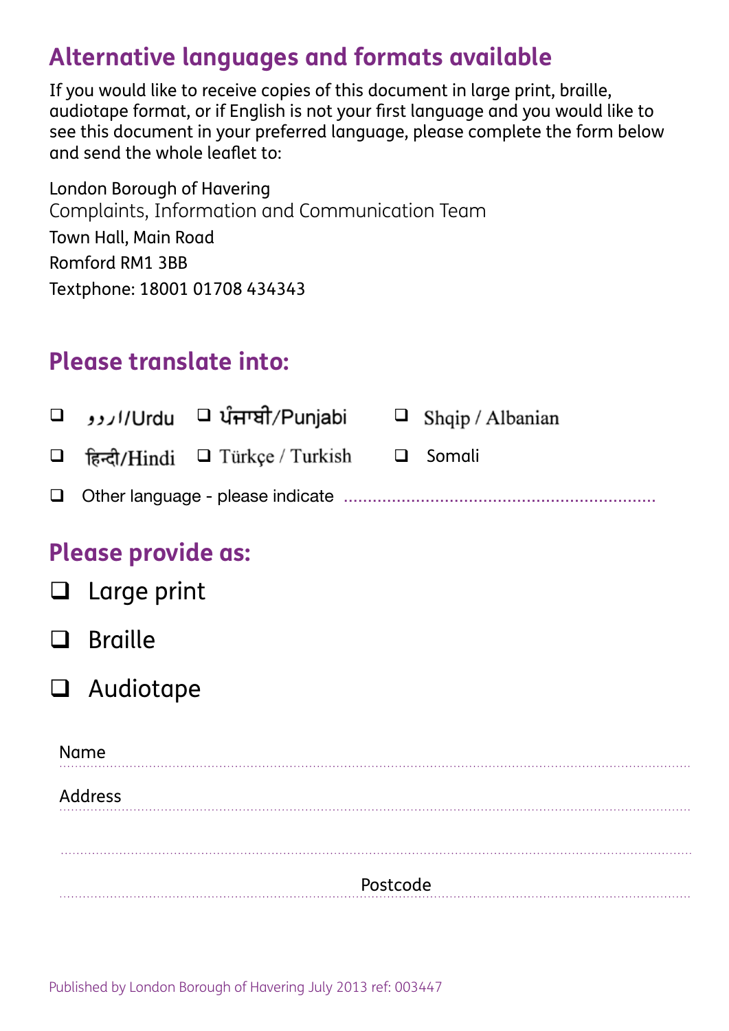## Alternative languages and formats available

If you would like to receive copies of this document in large print, braille, audiotape format, or if English is not your first language and you would like to see this document in your preferred language, please complete the form below and send the whole leaflet to:

London Borough of Havering
Complaints, Information and Communication Team
Town Hall, Main Road
Romford RM1 3BB
Textphone: 18001 01708 434343

## Please translate into:

- ☐ اردو/Urdu
- ☐ ਪੰਜਾਬੀ/Punjabi
- ☐ Shqip / Albanian
- ☐ हिन्दी/Hindi
- ☐ Türkçe / Turkish
- ☐ Somali
- ☐ Other language - please indicate ................................................................

## Please provide as:

- ☐ Large print
- ☐ Braille
- ☐ Audiotape

Name ................................................................................................

Address ................................................................................................

................................................................................................

Postcode ................................................................................................

Published by London Borough of Havering July 2013 ref: 003447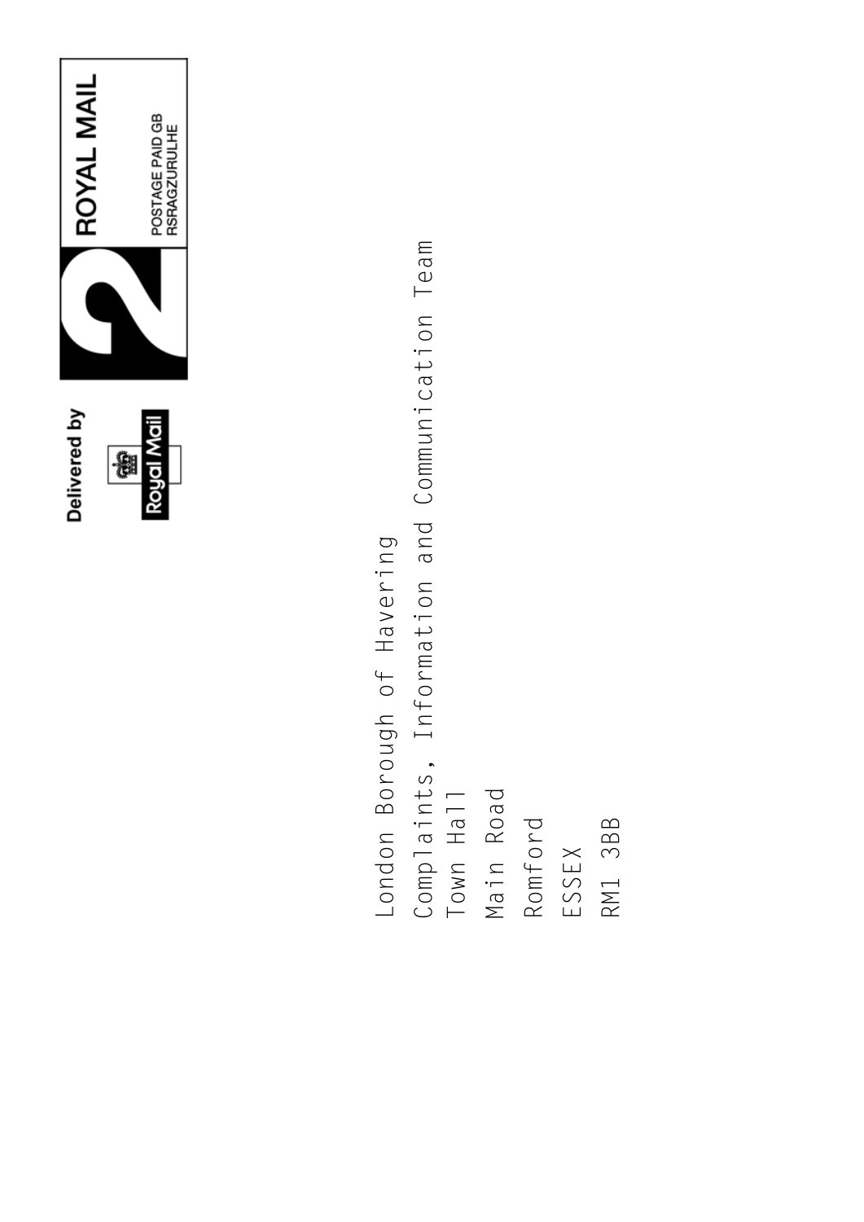Delivered by

Royal Mail

ROYAL MAIL

POSTAGE PAID GB
RSRAGZURULHE

London Borough of Havering
Complaints, Information and Communication Team
Town Hall
Main Road
Romford
ESSEX
RM1 3BB